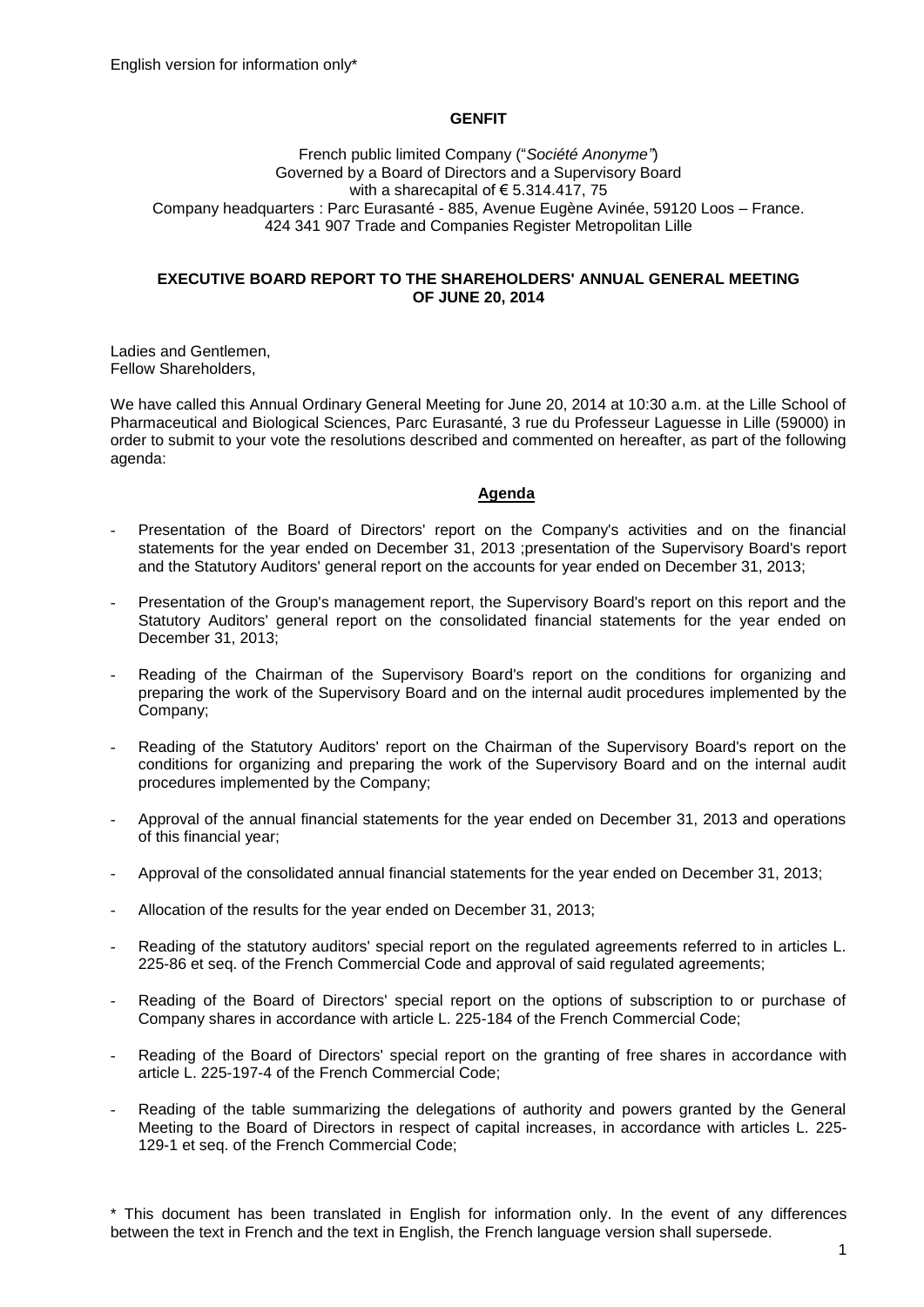English version for information only*

**GENFIT**

French public limited Company ("*Société Anonyme"*)
Governed by a Board of Directors and a Supervisory Board
with a sharecapital of € 5.314.417, 75
Company headquarters : Parc Eurasanté - 885, Avenue Eugène Avinée, 59120 Loos – France.
424 341 907 Trade and Companies Register Metropolitan Lille

**EXECUTIVE BOARD REPORT TO THE SHAREHOLDERS' ANNUAL GENERAL MEETING OF JUNE 20, 2014**

Ladies and Gentlemen,
Fellow Shareholders,

We have called this Annual Ordinary General Meeting for June 20, 2014 at 10:30 a.m. at the Lille School of Pharmaceutical and Biological Sciences, Parc Eurasanté, 3 rue du Professeur Laguesse in Lille (59000) in order to submit to your vote the resolutions described and commented on hereafter, as part of the following agenda:

**Agenda**

- Presentation of the Board of Directors' report on the Company's activities and on the financial statements for the year ended on December 31, 2013 ;presentation of the Supervisory Board's report and the Statutory Auditors' general report on the accounts for year ended on December 31, 2013;
- Presentation of the Group's management report, the Supervisory Board's report on this report and the Statutory Auditors' general report on the consolidated financial statements for the year ended on December 31, 2013;
- Reading of the Chairman of the Supervisory Board's report on the conditions for organizing and preparing the work of the Supervisory Board and on the internal audit procedures implemented by the Company;
- Reading of the Statutory Auditors' report on the Chairman of the Supervisory Board's report on the conditions for organizing and preparing the work of the Supervisory Board and on the internal audit procedures implemented by the Company;
- Approval of the annual financial statements for the year ended on December 31, 2013 and operations of this financial year;
- Approval of the consolidated annual financial statements for the year ended on December 31, 2013;
- Allocation of the results for the year ended on December 31, 2013;
- Reading of the statutory auditors' special report on the regulated agreements referred to in articles L. 225-86 et seq. of the French Commercial Code and approval of said regulated agreements;
- Reading of the Board of Directors' special report on the options of subscription to or purchase of Company shares in accordance with article L. 225-184 of the French Commercial Code;
- Reading of the Board of Directors' special report on the granting of free shares in accordance with article L. 225-197-4 of the French Commercial Code;
- Reading of the table summarizing the delegations of authority and powers granted by the General Meeting to the Board of Directors in respect of capital increases, in accordance with articles L. 225-129-1 et seq. of the French Commercial Code;

\* This document has been translated in English for information only. In the event of any differences between the text in French and the text in English, the French language version shall supersede.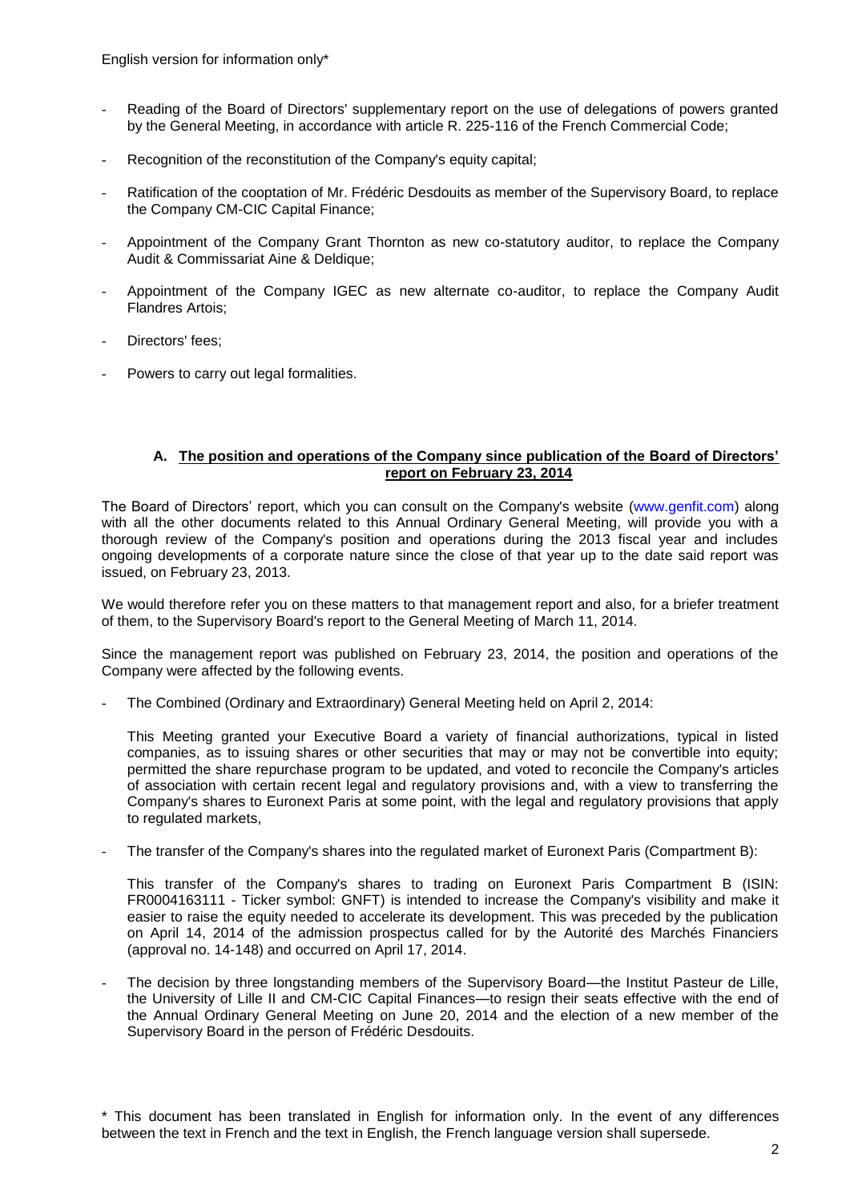- Reading of the Board of Directors' supplementary report on the use of delegations of powers granted by the General Meeting, in accordance with article R. 225-116 of the French Commercial Code;
- Recognition of the reconstitution of the Company's equity capital;
- Ratification of the cooptation of Mr. Frédéric Desdouits as member of the Supervisory Board, to replace the Company CM-CIC Capital Finance;
- Appointment of the Company Grant Thornton as new co-statutory auditor, to replace the Company Audit & Commissariat Aine & Deldique;
- Appointment of the Company IGEC as new alternate co-auditor, to replace the Company Audit Flandres Artois;
- Directors' fees;
- Powers to carry out legal formalities.

## A. The position and operations of the Company since publication of the Board of Directors' report on February 23, 2014

The Board of Directors' report, which you can consult on the Company's website (www.genfit.com) along with all the other documents related to this Annual Ordinary General Meeting, will provide you with a thorough review of the Company's position and operations during the 2013 fiscal year and includes ongoing developments of a corporate nature since the close of that year up to the date said report was issued, on February 23, 2013.

We would therefore refer you on these matters to that management report and also, for a briefer treatment of them, to the Supervisory Board's report to the General Meeting of March 11, 2014.

Since the management report was published on February 23, 2014, the position and operations of the Company were affected by the following events.

- The Combined (Ordinary and Extraordinary) General Meeting held on April 2, 2014:

  This Meeting granted your Executive Board a variety of financial authorizations, typical in listed companies, as to issuing shares or other securities that may or may not be convertible into equity; permitted the share repurchase program to be updated, and voted to reconcile the Company's articles of association with certain recent legal and regulatory provisions and, with a view to transferring the Company's shares to Euronext Paris at some point, with the legal and regulatory provisions that apply to regulated markets,

- The transfer of the Company's shares into the regulated market of Euronext Paris (Compartment B):

  This transfer of the Company's shares to trading on Euronext Paris Compartment B (ISIN: FR0004163111 - Ticker symbol: GNFT) is intended to increase the Company's visibility and make it easier to raise the equity needed to accelerate its development. This was preceded by the publication on April 14, 2014 of the admission prospectus called for by the Autorité des Marchés Financiers (approval no. 14-148) and occurred on April 17, 2014.

- The decision by three longstanding members of the Supervisory Board—the Institut Pasteur de Lille, the University of Lille II and CM-CIC Capital Finances—to resign their seats effective with the end of the Annual Ordinary General Meeting on June 20, 2014 and the election of a new member of the Supervisory Board in the person of Frédéric Desdouits.

\* This document has been translated in English for information only. In the event of any differences between the text in French and the text in English, the French language version shall supersede.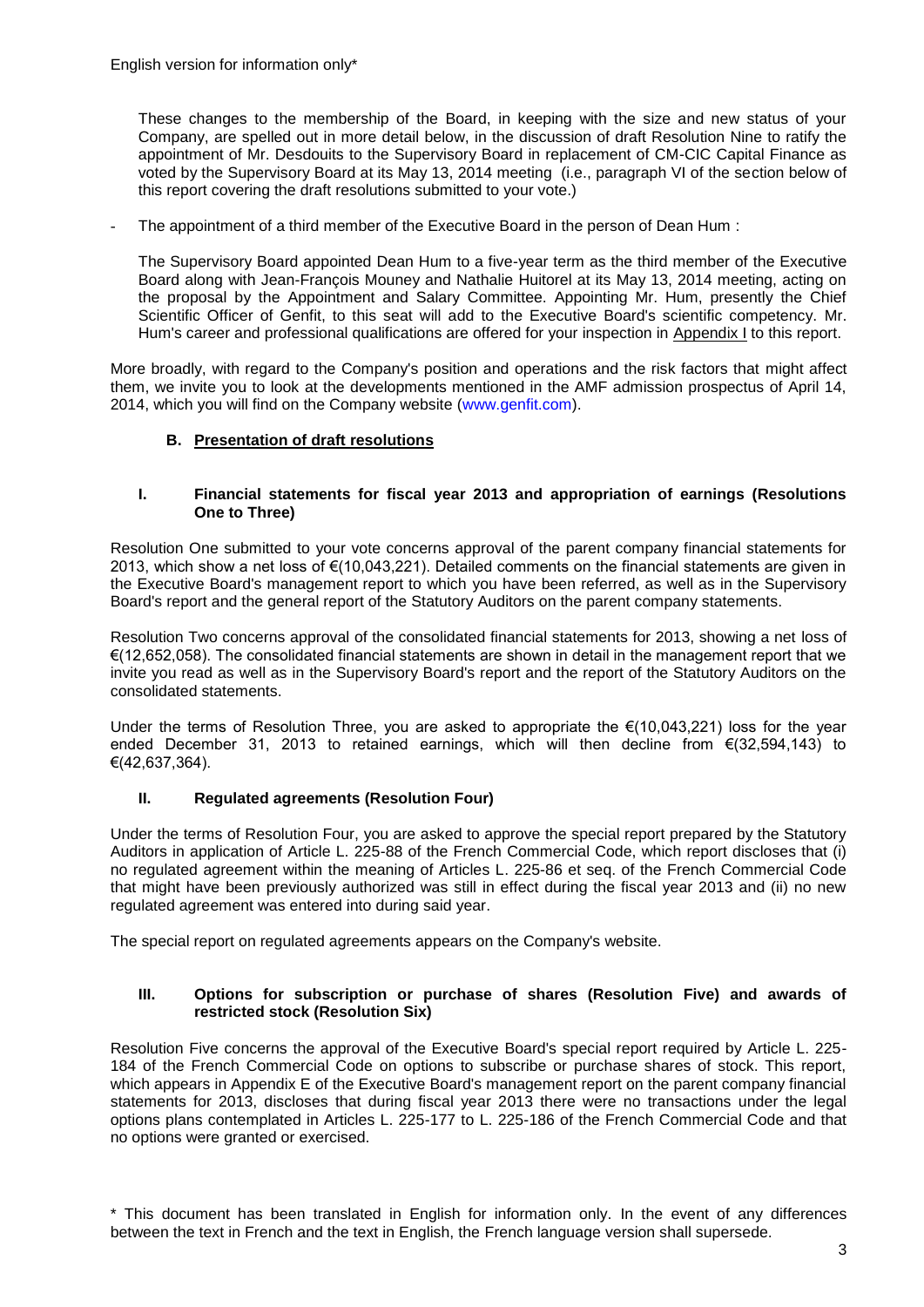These changes to the membership of the Board, in keeping with the size and new status of your Company, are spelled out in more detail below, in the discussion of draft Resolution Nine to ratify the appointment of Mr. Desdouits to the Supervisory Board in replacement of CM-CIC Capital Finance as voted by the Supervisory Board at its May 13, 2014 meeting (i.e., paragraph VI of the section below of this report covering the draft resolutions submitted to your vote.)

- The appointment of a third member of the Executive Board in the person of Dean Hum :

  The Supervisory Board appointed Dean Hum to a five-year term as the third member of the Executive Board along with Jean-François Mouney and Nathalie Huitorel at its May 13, 2014 meeting, acting on the proposal by the Appointment and Salary Committee. Appointing Mr. Hum, presently the Chief Scientific Officer of Genfit, to this seat will add to the Executive Board's scientific competency. Mr. Hum's career and professional qualifications are offered for your inspection in Appendix I to this report.

More broadly, with regard to the Company's position and operations and the risk factors that might affect them, we invite you to look at the developments mentioned in the AMF admission prospectus of April 14, 2014, which you will find on the Company website (www.genfit.com).

## B. Presentation of draft resolutions

### I. Financial statements for fiscal year 2013 and appropriation of earnings (Resolutions One to Three)

Resolution One submitted to your vote concerns approval of the parent company financial statements for 2013, which show a net loss of €(10,043,221). Detailed comments on the financial statements are given in the Executive Board's management report to which you have been referred, as well as in the Supervisory Board's report and the general report of the Statutory Auditors on the parent company statements.

Resolution Two concerns approval of the consolidated financial statements for 2013, showing a net loss of €(12,652,058). The consolidated financial statements are shown in detail in the management report that we invite you read as well as in the Supervisory Board's report and the report of the Statutory Auditors on the consolidated statements.

Under the terms of Resolution Three, you are asked to appropriate the €(10,043,221) loss for the year ended December 31, 2013 to retained earnings, which will then decline from €(32,594,143) to €(42,637,364).

### II. Regulated agreements (Resolution Four)

Under the terms of Resolution Four, you are asked to approve the special report prepared by the Statutory Auditors in application of Article L. 225-88 of the French Commercial Code, which report discloses that (i) no regulated agreement within the meaning of Articles L. 225-86 et seq. of the French Commercial Code that might have been previously authorized was still in effect during the fiscal year 2013 and (ii) no new regulated agreement was entered into during said year.

The special report on regulated agreements appears on the Company's website.

### III. Options for subscription or purchase of shares (Resolution Five) and awards of restricted stock (Resolution Six)

Resolution Five concerns the approval of the Executive Board's special report required by Article L. 225-184 of the French Commercial Code on options to subscribe or purchase shares of stock. This report, which appears in Appendix E of the Executive Board's management report on the parent company financial statements for 2013, discloses that during fiscal year 2013 there were no transactions under the legal options plans contemplated in Articles L. 225-177 to L. 225-186 of the French Commercial Code and that no options were granted or exercised.

\* This document has been translated in English for information only. In the event of any differences between the text in French and the text in English, the French language version shall supersede.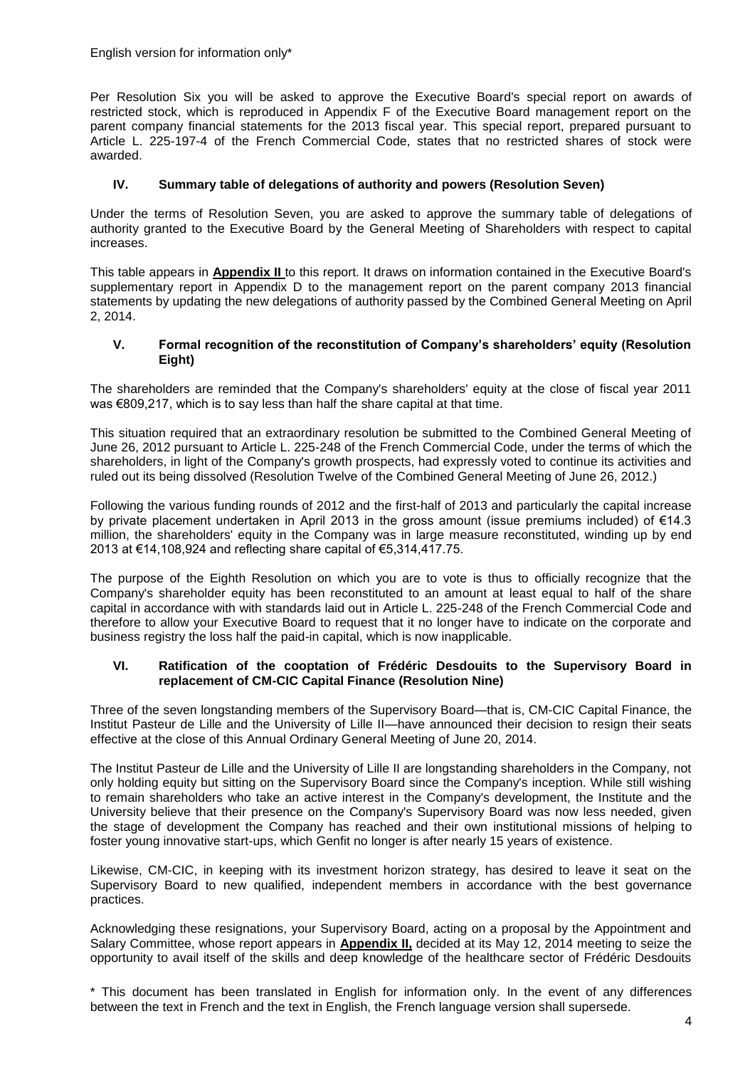Per Resolution Six you will be asked to approve the Executive Board's special report on awards of restricted stock, which is reproduced in Appendix F of the Executive Board management report on the parent company financial statements for the 2013 fiscal year. This special report, prepared pursuant to Article L. 225-197-4 of the French Commercial Code, states that no restricted shares of stock were awarded.

## IV. Summary table of delegations of authority and powers (Resolution Seven)

Under the terms of Resolution Seven, you are asked to approve the summary table of delegations of authority granted to the Executive Board by the General Meeting of Shareholders with respect to capital increases.

This table appears in **Appendix II** to this report. It draws on information contained in the Executive Board's supplementary report in Appendix D to the management report on the parent company 2013 financial statements by updating the new delegations of authority passed by the Combined General Meeting on April 2, 2014.

## V. Formal recognition of the reconstitution of Company's shareholders' equity (Resolution Eight)

The shareholders are reminded that the Company's shareholders' equity at the close of fiscal year 2011 was €809,217, which is to say less than half the share capital at that time.

This situation required that an extraordinary resolution be submitted to the Combined General Meeting of June 26, 2012 pursuant to Article L. 225-248 of the French Commercial Code, under the terms of which the shareholders, in light of the Company's growth prospects, had expressly voted to continue its activities and ruled out its being dissolved (Resolution Twelve of the Combined General Meeting of June 26, 2012.)

Following the various funding rounds of 2012 and the first-half of 2013 and particularly the capital increase by private placement undertaken in April 2013 in the gross amount (issue premiums included) of €14.3 million, the shareholders' equity in the Company was in large measure reconstituted, winding up by end 2013 at €14,108,924 and reflecting share capital of €5,314,417.75.

The purpose of the Eighth Resolution on which you are to vote is thus to officially recognize that the Company's shareholder equity has been reconstituted to an amount at least equal to half of the share capital in accordance with with standards laid out in Article L. 225-248 of the French Commercial Code and therefore to allow your Executive Board to request that it no longer have to indicate on the corporate and business registry the loss half the paid-in capital, which is now inapplicable.

## VI. Ratification of the cooptation of Frédéric Desdouits to the Supervisory Board in replacement of CM-CIC Capital Finance (Resolution Nine)

Three of the seven longstanding members of the Supervisory Board—that is, CM-CIC Capital Finance, the Institut Pasteur de Lille and the University of Lille II—have announced their decision to resign their seats effective at the close of this Annual Ordinary General Meeting of June 20, 2014.

The Institut Pasteur de Lille and the University of Lille II are longstanding shareholders in the Company, not only holding equity but sitting on the Supervisory Board since the Company's inception. While still wishing to remain shareholders who take an active interest in the Company's development, the Institute and the University believe that their presence on the Company's Supervisory Board was now less needed, given the stage of development the Company has reached and their own institutional missions of helping to foster young innovative start-ups, which Genfit no longer is after nearly 15 years of existence.

Likewise, CM-CIC, in keeping with its investment horizon strategy, has desired to leave it seat on the Supervisory Board to new qualified, independent members in accordance with the best governance practices.

Acknowledging these resignations, your Supervisory Board, acting on a proposal by the Appointment and Salary Committee, whose report appears in **Appendix II,** decided at its May 12, 2014 meeting to seize the opportunity to avail itself of the skills and deep knowledge of the healthcare sector of Frédéric Desdouits

\* This document has been translated in English for information only. In the event of any differences between the text in French and the text in English, the French language version shall supersede.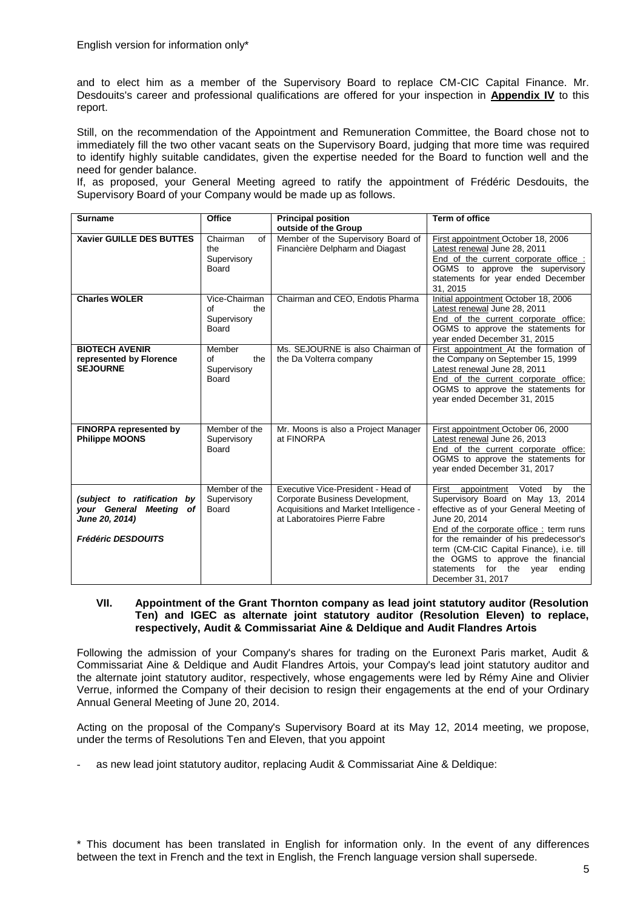and to elect him as a member of the Supervisory Board to replace CM-CIC Capital Finance. Mr. Desdouits's career and professional qualifications are offered for your inspection in **Appendix IV** to this report.

Still, on the recommendation of the Appointment and Remuneration Committee, the Board chose not to immediately fill the two other vacant seats on the Supervisory Board, judging that more time was required to identify highly suitable candidates, given the expertise needed for the Board to function well and the need for gender balance.

If, as proposed, your General Meeting agreed to ratify the appointment of Frédéric Desdouits, the Supervisory Board of your Company would be made up as follows.

| Surname | Office | Principal position outside of the Group | Term of office |
|---|---|---|---|
| **Xavier GUILLE DES BUTTES** | Chairman of the Supervisory Board | Member of the Supervisory Board of Financière Delpharm and Diagast | First appointment October 18, 2006<br>Latest renewal June 28, 2011<br>End of the current corporate office : OGMS to approve the supervisory statements for year ended December 31, 2015 |
| **Charles WOLER** | Vice-Chairman of the Supervisory Board | Chairman and CEO, Endotis Pharma | Initial appointment October 18, 2006<br>Latest renewal June 28, 2011<br>End of the current corporate office: OGMS to approve the statements for year ended December 31, 2015 |
| **BIOTECH AVENIR represented by Florence SEJOURNE** | Member of the Supervisory Board | Ms. SEJOURNE is also Chairman of the Da Volterra company | First appointment At the formation of the Company on September 15, 1999<br>Latest renewal June 28, 2011<br>End of the current corporate office: OGMS to approve the statements for year ended December 31, 2015 |
| **FINORPA represented by Philippe MOONS** | Member of the Supervisory Board | Mr. Moons is also a Project Manager at FINORPA | First appointment October 06, 2000<br>Latest renewal June 26, 2013<br>End of the current corporate office: OGMS to approve the statements for year ended December 31, 2017 |
| ***(subject to ratification by your General Meeting of June 20, 2014)***<br><br>***Frédéric DESDOUITS*** | Member of the Supervisory Board | Executive Vice-President - Head of Corporate Business Development, Acquisitions and Market Intelligence - at Laboratoires Pierre Fabre | First appointment Voted by the Supervisory Board on May 13, 2014 effective as of your General Meeting of June 20, 2014<br>End of the corporate office : term runs for the remainder of his predecessor's term (CM-CIC Capital Finance), i.e. till the OGMS to approve the financial statements for the year ending December 31, 2017 |

### VII. Appointment of the Grant Thornton company as lead joint statutory auditor (Resolution Ten) and IGEC as alternate joint statutory auditor (Resolution Eleven) to replace, respectively, Audit & Commissariat Aine & Deldique and Audit Flandres Artois

Following the admission of your Company's shares for trading on the Euronext Paris market, Audit & Commissariat Aine & Deldique and Audit Flandres Artois, your Compay's lead joint statutory auditor and the alternate joint statutory auditor, respectively, whose engagements were led by Rémy Aine and Olivier Verrue, informed the Company of their decision to resign their engagements at the end of your Ordinary Annual General Meeting of June 20, 2014.

Acting on the proposal of the Company's Supervisory Board at its May 12, 2014 meeting, we propose, under the terms of Resolutions Ten and Eleven, that you appoint

- as new lead joint statutory auditor, replacing Audit & Commissariat Aine & Deldique:

\* This document has been translated in English for information only. In the event of any differences between the text in French and the text in English, the French language version shall supersede.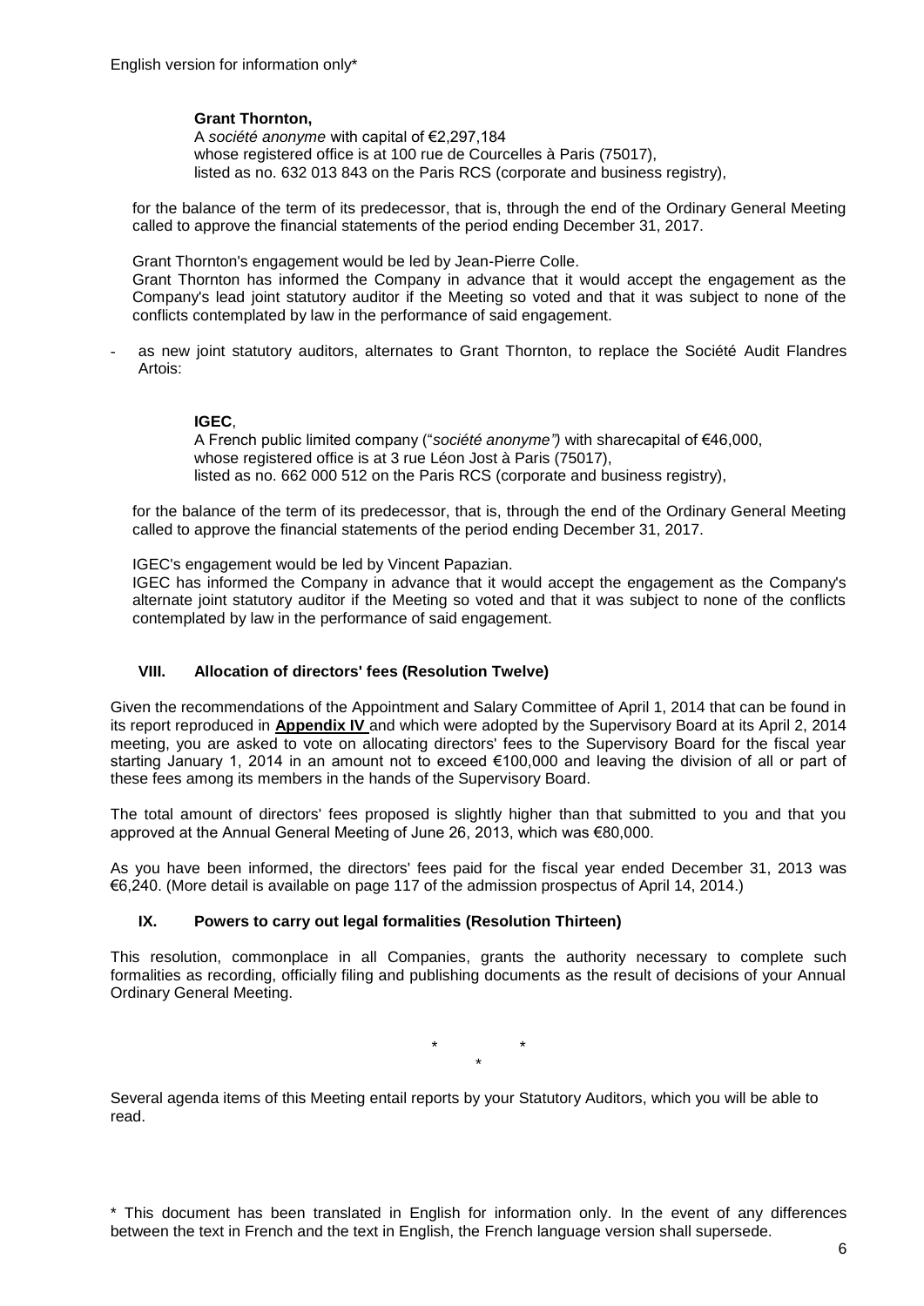**Grant Thornton,**
A *société anonyme* with capital of €2,297,184
whose registered office is at 100 rue de Courcelles à Paris (75017),
listed as no. 632 013 843 on the Paris RCS (corporate and business registry),

for the balance of the term of its predecessor, that is, through the end of the Ordinary General Meeting called to approve the financial statements of the period ending December 31, 2017.

Grant Thornton's engagement would be led by Jean-Pierre Colle.
Grant Thornton has informed the Company in advance that it would accept the engagement as the Company's lead joint statutory auditor if the Meeting so voted and that it was subject to none of the conflicts contemplated by law in the performance of said engagement.

- as new joint statutory auditors, alternates to Grant Thornton, to replace the Société Audit Flandres Artois:

**IGEC**,
A French public limited company ("*société anonyme")* with sharecapital of €46,000,
whose registered office is at 3 rue Léon Jost à Paris (75017),
listed as no. 662 000 512 on the Paris RCS (corporate and business registry),

for the balance of the term of its predecessor, that is, through the end of the Ordinary General Meeting called to approve the financial statements of the period ending December 31, 2017.

IGEC's engagement would be led by Vincent Papazian.
IGEC has informed the Company in advance that it would accept the engagement as the Company's alternate joint statutory auditor if the Meeting so voted and that it was subject to none of the conflicts contemplated by law in the performance of said engagement.

## VIII. Allocation of directors' fees (Resolution Twelve)

Given the recommendations of the Appointment and Salary Committee of April 1, 2014 that can be found in its report reproduced in **Appendix IV** and which were adopted by the Supervisory Board at its April 2, 2014 meeting, you are asked to vote on allocating directors' fees to the Supervisory Board for the fiscal year starting January 1, 2014 in an amount not to exceed €100,000 and leaving the division of all or part of these fees among its members in the hands of the Supervisory Board.

The total amount of directors' fees proposed is slightly higher than that submitted to you and that you approved at the Annual General Meeting of June 26, 2013, which was €80,000.

As you have been informed, the directors' fees paid for the fiscal year ended December 31, 2013 was €6,240. (More detail is available on page 117 of the admission prospectus of April 14, 2014.)

## IX. Powers to carry out legal formalities (Resolution Thirteen)

This resolution, commonplace in all Companies, grants the authority necessary to complete such formalities as recording, officially filing and publishing documents as the result of decisions of your Annual Ordinary General Meeting.

\* \* \*

Several agenda items of this Meeting entail reports by your Statutory Auditors, which you will be able to read.

\* This document has been translated in English for information only. In the event of any differences between the text in French and the text in English, the French language version shall supersede.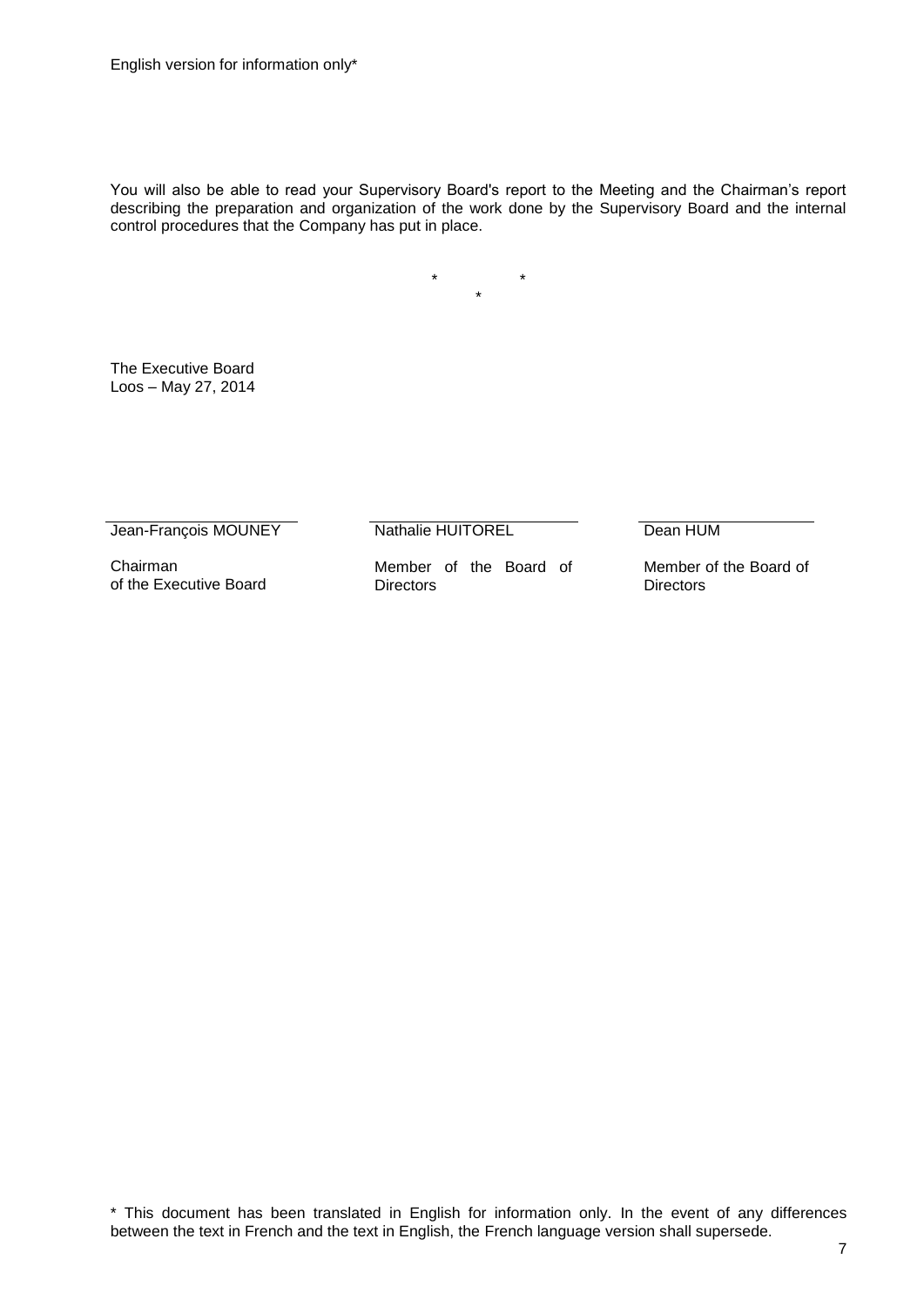You will also be able to read your Supervisory Board's report to the Meeting and the Chairman's report describing the preparation and organization of the work done by the Supervisory Board and the internal control procedures that the Company has put in place.

\* \*
\*

The Executive Board
Loos – May 27, 2014

| Jean-François MOUNEY | Nathalie HUITOREL | Dean HUM |
| --- | --- | --- |
| Chairman of the Executive Board | Member of the Board of Directors | Member of the Board of Directors |

\* This document has been translated in English for information only. In the event of any differences between the text in French and the text in English, the French language version shall supersede.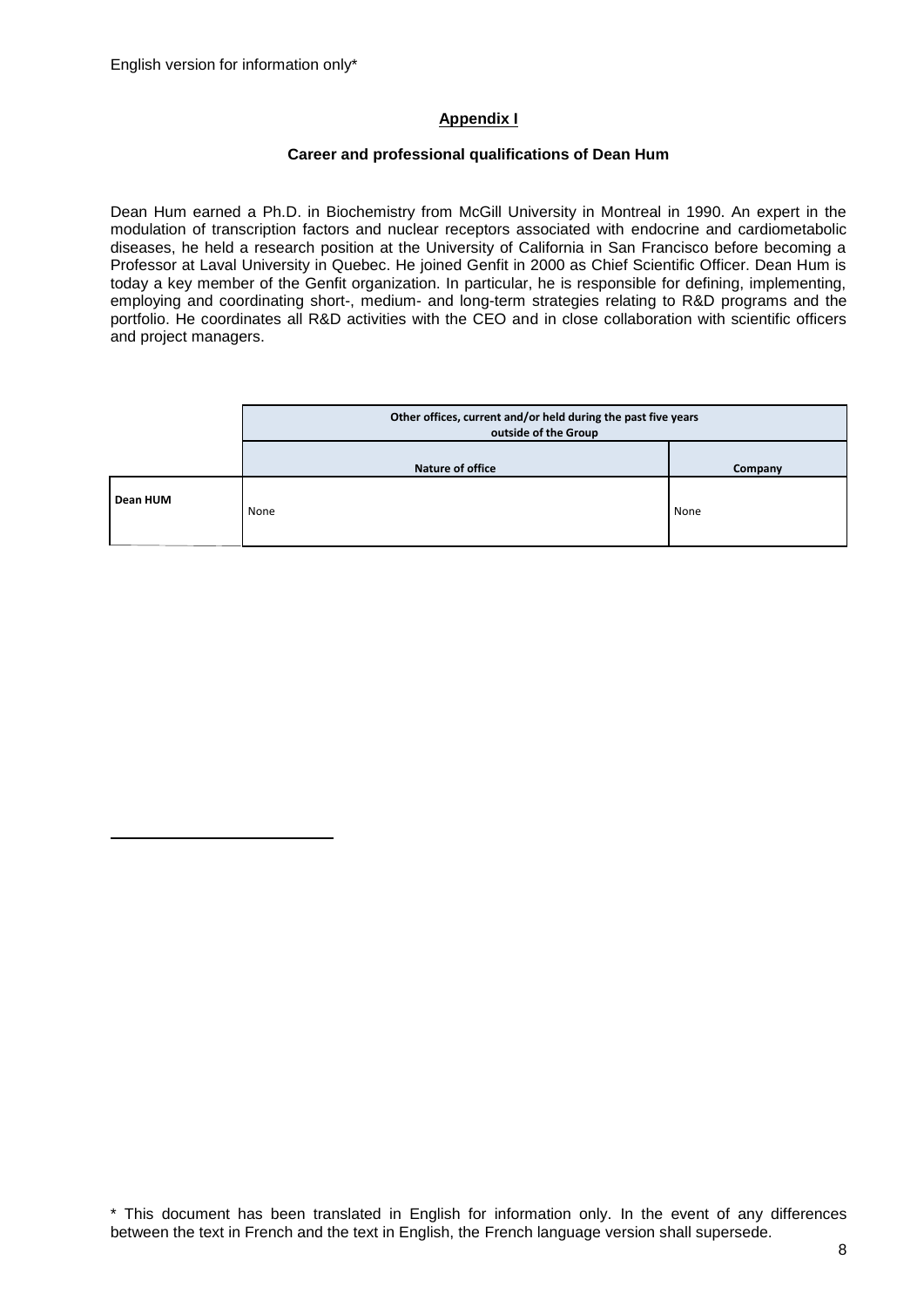## Appendix I

### Career and professional qualifications of Dean Hum

Dean Hum earned a Ph.D. in Biochemistry from McGill University in Montreal in 1990. An expert in the modulation of transcription factors and nuclear receptors associated with endocrine and cardiometabolic diseases, he held a research position at the University of California in San Francisco before becoming a Professor at Laval University in Quebec. He joined Genfit in 2000 as Chief Scientific Officer. Dean Hum is today a key member of the Genfit organization. In particular, he is responsible for defining, implementing, employing and coordinating short-, medium- and long-term strategies relating to R&D programs and the portfolio. He coordinates all R&D activities with the CEO and in close collaboration with scientific officers and project managers.

| | Other offices, current and/or held during the past five years outside of the Group | |
|---|---|---|
| | **Nature of office** | **Company** |
| **Dean HUM** | None | None |

\* This document has been translated in English for information only. In the event of any differences between the text in French and the text in English, the French language version shall supersede.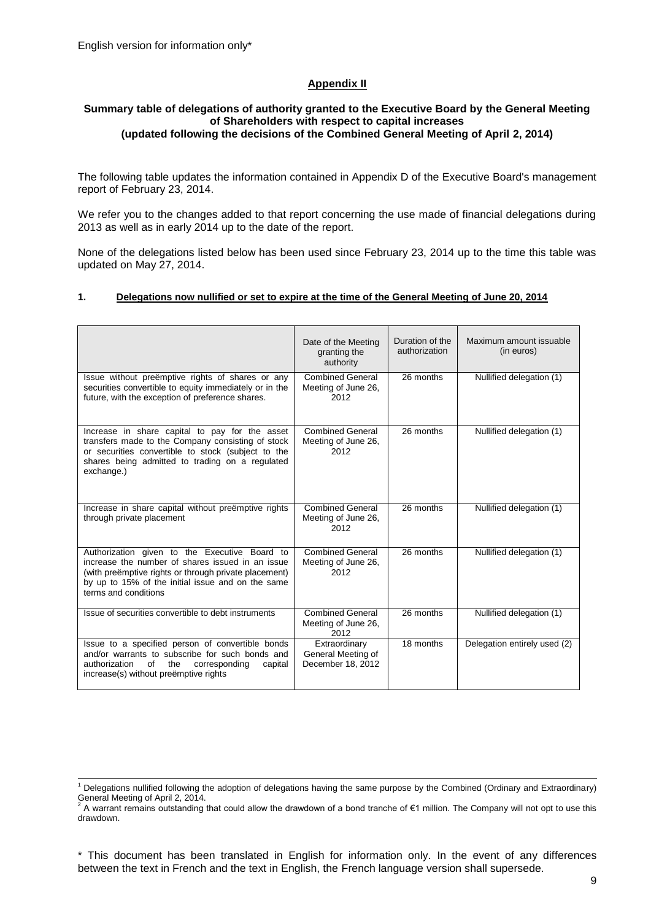English version for information only*

## Appendix II

### Summary table of delegations of authority granted to the Executive Board by the General Meeting of Shareholders with respect to capital increases (updated following the decisions of the Combined General Meeting of April 2, 2014)

The following table updates the information contained in Appendix D of the Executive Board's management report of February 23, 2014.

We refer you to the changes added to that report concerning the use made of financial delegations during 2013 as well as in early 2014 up to the date of the report.

None of the delegations listed below has been used since February 23, 2014 up to the time this table was updated on May 27, 2014.

**1. Delegations now nullified or set to expire at the time of the General Meeting of June 20, 2014**

| | Date of the Meeting granting the authority | Duration of the authorization | Maximum amount issuable (in euros) |
|---|---|---|---|
| Issue without preëmptive rights of shares or any securities convertible to equity immediately or in the future, with the exception of preference shares. | Combined General Meeting of June 26, 2012 | 26 months | Nullified delegation (1) |
| Increase in share capital to pay for the asset transfers made to the Company consisting of stock or securities convertible to stock (subject to the shares being admitted to trading on a regulated exchange.) | Combined General Meeting of June 26, 2012 | 26 months | Nullified delegation (1) |
| Increase in share capital without preëmptive rights through private placement | Combined General Meeting of June 26, 2012 | 26 months | Nullified delegation (1) |
| Authorization given to the Executive Board to increase the number of shares issued in an issue (with preëmptive rights or through private placement) by up to 15% of the initial issue and on the same terms and conditions | Combined General Meeting of June 26, 2012 | 26 months | Nullified delegation (1) |
| Issue of securities convertible to debt instruments | Combined General Meeting of June 26, 2012 | 26 months | Nullified delegation (1) |
| Issue to a specified person of convertible bonds and/or warrants to subscribe for such bonds and authorization of the corresponding capital increase(s) without preëmptive rights | Extraordinary General Meeting of December 18, 2012 | 18 months | Delegation entirely used (2) |

[1] Delegations nullified following the adoption of delegations having the same purpose by the Combined (Ordinary and Extraordinary) General Meeting of April 2, 2014.

[2] A warrant remains outstanding that could allow the drawdown of a bond tranche of €1 million. The Company will not opt to use this drawdown.

\* This document has been translated in English for information only. In the event of any differences between the text in French and the text in English, the French language version shall supersede.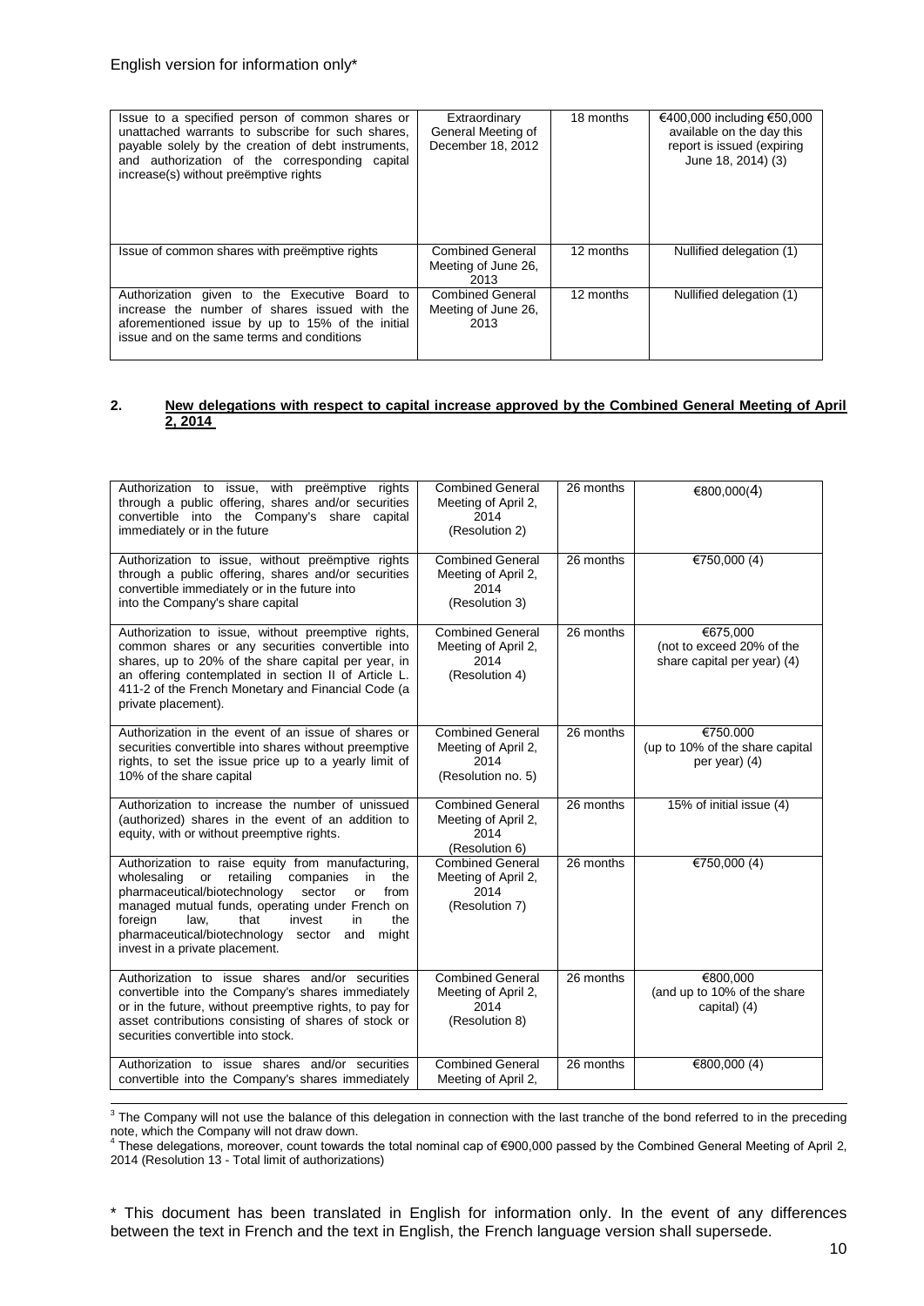| Issue to a specified person of common shares or unattached warrants to subscribe for such shares, payable solely by the creation of debt instruments, and authorization of the corresponding capital increase(s) without preëmptive rights | Extraordinary General Meeting of December 18, 2012 | 18 months | €400,000 including €50,000 available on the day this report is issued (expiring June 18, 2014) (3) |
|---|---|---|---|
| Issue of common shares with preëmptive rights | Combined General Meeting of June 26, 2013 | 12 months | Nullified delegation (1) |
| Authorization given to the Executive Board to increase the number of shares issued with the aforementioned issue by up to 15% of the initial issue and on the same terms and conditions | Combined General Meeting of June 26, 2013 | 12 months | Nullified delegation (1) |

**2. New delegations with respect to capital increase approved by the Combined General Meeting of April 2, 2014**

| Authorization to issue, with preëmptive rights through a public offering, shares and/or securities convertible into the Company's share capital immediately or in the future | Combined General Meeting of April 2, 2014 (Resolution 2) | 26 months | €800,000(4) |
|---|---|---|---|
| Authorization to issue, without preëmptive rights through a public offering, shares and/or securities convertible immediately or in the future into the Company's share capital | Combined General Meeting of April 2, 2014 (Resolution 3) | 26 months | €750,000 (4) |
| Authorization to issue, without preemptive rights, common shares or any securities convertible into shares, up to 20% of the share capital per year, in an offering contemplated in section II of Article L. 411-2 of the French Monetary and Financial Code (a private placement). | Combined General Meeting of April 2, 2014 (Resolution 4) | 26 months | €675,000 (not to exceed 20% of the share capital per year) (4) |
| Authorization in the event of an issue of shares or securities convertible into shares without preemptive rights, to set the issue price up to a yearly limit of 10% of the share capital | Combined General Meeting of April 2, 2014 (Resolution no. 5) | 26 months | €750.000 (up to 10% of the share capital per year) (4) |
| Authorization to increase the number of unissued (authorized) shares in the event of an addition to equity, with or without preemptive rights. | Combined General Meeting of April 2, 2014 (Resolution 6) | 26 months | 15% of initial issue (4) |
| Authorization to raise equity from manufacturing, wholesaling or retailing companies in the pharmaceutical/biotechnology sector or from managed mutual funds, operating under French on foreign law, that invest in the pharmaceutical/biotechnology sector and might invest in a private placement. | Combined General Meeting of April 2, 2014 (Resolution 7) | 26 months | €750,000 (4) |
| Authorization to issue shares and/or securities convertible into the Company's shares immediately or in the future, without preemptive rights, to pay for asset contributions consisting of shares of stock or securities convertible into stock. | Combined General Meeting of April 2, 2014 (Resolution 8) | 26 months | €800,000 (and up to 10% of the share capital) (4) |
| Authorization to issue shares and/or securities convertible into the Company's shares immediately | Combined General Meeting of April 2, | 26 months | €800,000 (4) |

[3] The Company will not use the balance of this delegation in connection with the last tranche of the bond referred to in the preceding note, which the Company will not draw down.

[4] These delegations, moreover, count towards the total nominal cap of €900,000 passed by the Combined General Meeting of April 2, 2014 (Resolution 13 - Total limit of authorizations)

\* This document has been translated in English for information only. In the event of any differences between the text in French and the text in English, the French language version shall supersede.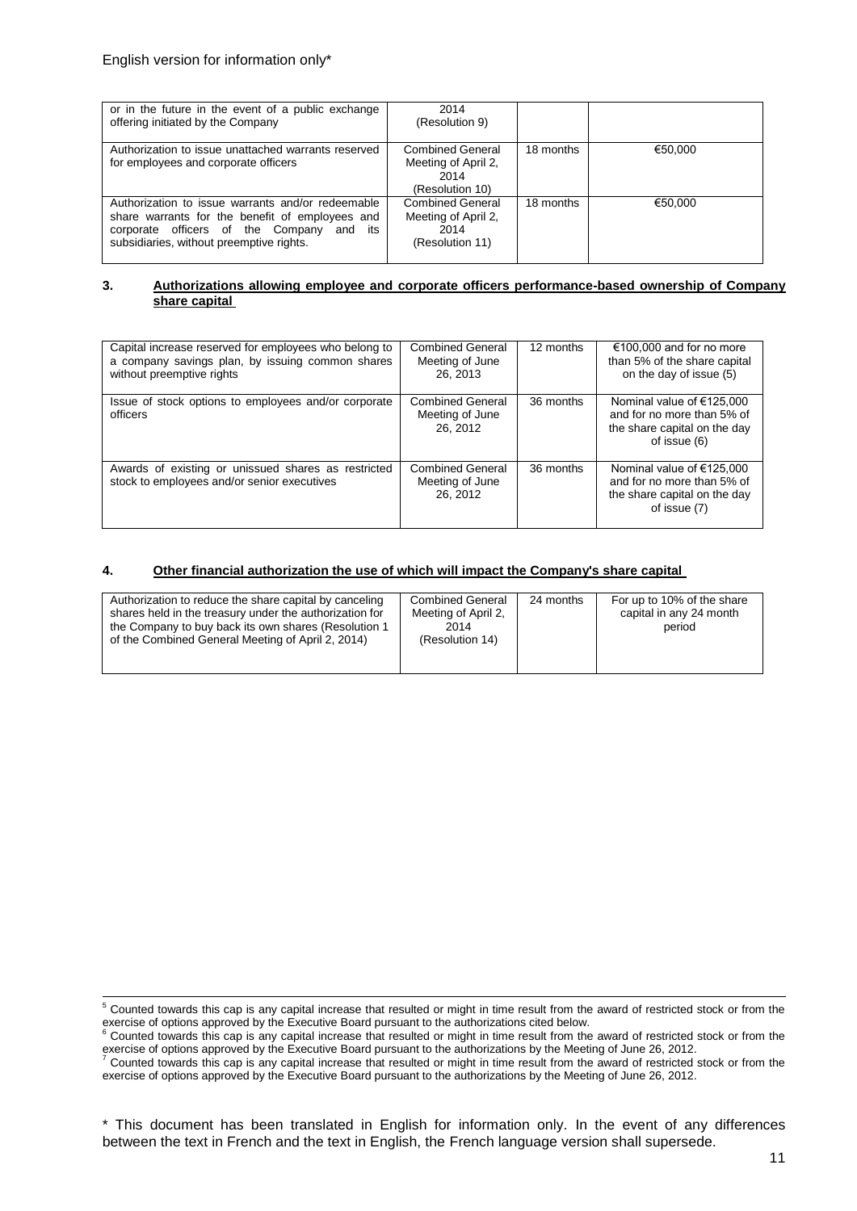| or in the future in the event of a public exchange offering initiated by the Company | 2014 (Resolution 9) | | |
|---|---|---|---|
| Authorization to issue unattached warrants reserved for employees and corporate officers | Combined General Meeting of April 2, 2014 (Resolution 10) | 18 months | €50,000 |
| Authorization to issue warrants and/or redeemable share warrants for the benefit of employees and corporate officers of the Company and its subsidiaries, without preemptive rights. | Combined General Meeting of April 2, 2014 (Resolution 11) | 18 months | €50,000 |

### 3. Authorizations allowing employee and corporate officers performance-based ownership of Company share capital

| Capital increase reserved for employees who belong to a company savings plan, by issuing common shares without preemptive rights | Combined General Meeting of June 26, 2013 | 12 months | €100,000 and for no more than 5% of the share capital on the day of issue (5) |
|---|---|---|---|
| Issue of stock options to employees and/or corporate officers | Combined General Meeting of June 26, 2012 | 36 months | Nominal value of €125,000 and for no more than 5% of the share capital on the day of issue (6) |
| Awards of existing or unissued shares as restricted stock to employees and/or senior executives | Combined General Meeting of June 26, 2012 | 36 months | Nominal value of €125,000 and for no more than 5% of the share capital on the day of issue (7) |

### 4. Other financial authorization the use of which will impact the Company's share capital

| Authorization to reduce the share capital by canceling shares held in the treasury under the authorization for the Company to buy back its own shares (Resolution 1 of the Combined General Meeting of April 2, 2014) | Combined General Meeting of April 2, 2014 (Resolution 14) | 24 months | For up to 10% of the share capital in any 24 month period |
|---|---|---|---|

[5] Counted towards this cap is any capital increase that resulted or might in time result from the award of restricted stock or from the exercise of options approved by the Executive Board pursuant to the authorizations cited below.
[6] Counted towards this cap is any capital increase that resulted or might in time result from the award of restricted stock or from the exercise of options approved by the Executive Board pursuant to the authorizations by the Meeting of June 26, 2012.
[7] Counted towards this cap is any capital increase that resulted or might in time result from the award of restricted stock or from the exercise of options approved by the Executive Board pursuant to the authorizations by the Meeting of June 26, 2012.

* This document has been translated in English for information only. In the event of any differences between the text in French and the text in English, the French language version shall supersede.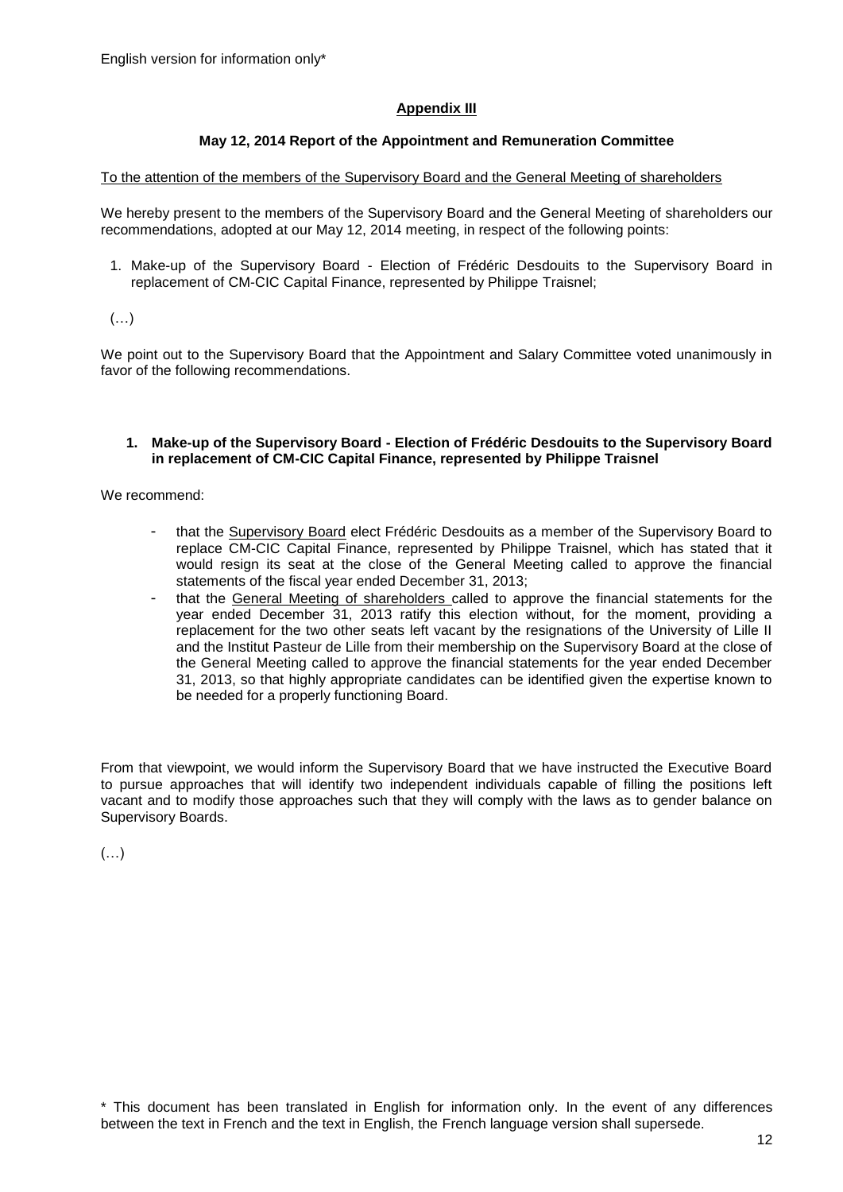English version for information only*

## Appendix III

### May 12, 2014 Report of the Appointment and Remuneration Committee

To the attention of the members of the Supervisory Board and the General Meeting of shareholders

We hereby present to the members of the Supervisory Board and the General Meeting of shareholders our recommendations, adopted at our May 12, 2014 meeting, in respect of the following points:

1. Make-up of the Supervisory Board - Election of Frédéric Desdouits to the Supervisory Board in replacement of CM-CIC Capital Finance, represented by Philippe Traisnel;

(…)

We point out to the Supervisory Board that the Appointment and Salary Committee voted unanimously in favor of the following recommendations.

**1. Make-up of the Supervisory Board - Election of Frédéric Desdouits to the Supervisory Board in replacement of CM-CIC Capital Finance, represented by Philippe Traisnel**

We recommend:

- that the Supervisory Board elect Frédéric Desdouits as a member of the Supervisory Board to replace CM-CIC Capital Finance, represented by Philippe Traisnel, which has stated that it would resign its seat at the close of the General Meeting called to approve the financial statements of the fiscal year ended December 31, 2013;
- that the General Meeting of shareholders called to approve the financial statements for the year ended December 31, 2013 ratify this election without, for the moment, providing a replacement for the two other seats left vacant by the resignations of the University of Lille II and the Institut Pasteur de Lille from their membership on the Supervisory Board at the close of the General Meeting called to approve the financial statements for the year ended December 31, 2013, so that highly appropriate candidates can be identified given the expertise known to be needed for a properly functioning Board.

From that viewpoint, we would inform the Supervisory Board that we have instructed the Executive Board to pursue approaches that will identify two independent individuals capable of filling the positions left vacant and to modify those approaches such that they will comply with the laws as to gender balance on Supervisory Boards.

(…)

* This document has been translated in English for information only. In the event of any differences between the text in French and the text in English, the French language version shall supersede.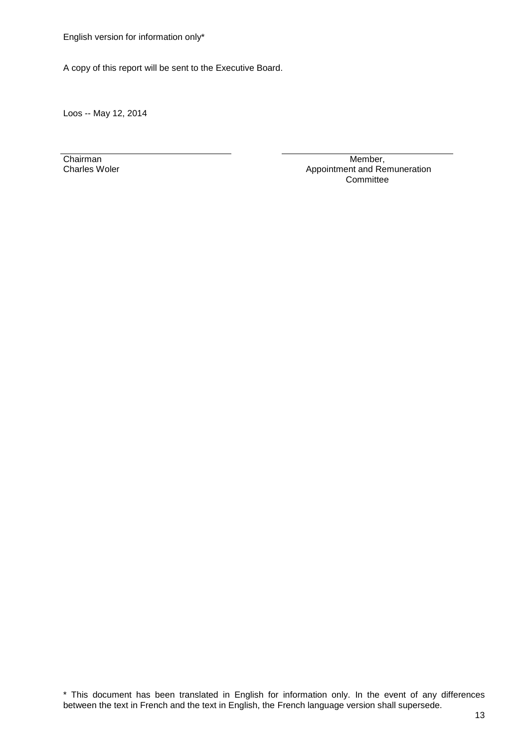English version for information only*

A copy of this report will be sent to the Executive Board.

Loos -- May 12, 2014

| Chairman<br>Charles Woler | Member,<br>Appointment and Remuneration Committee |
|---|---|

\* This document has been translated in English for information only. In the event of any differences between the text in French and the text in English, the French language version shall supersede.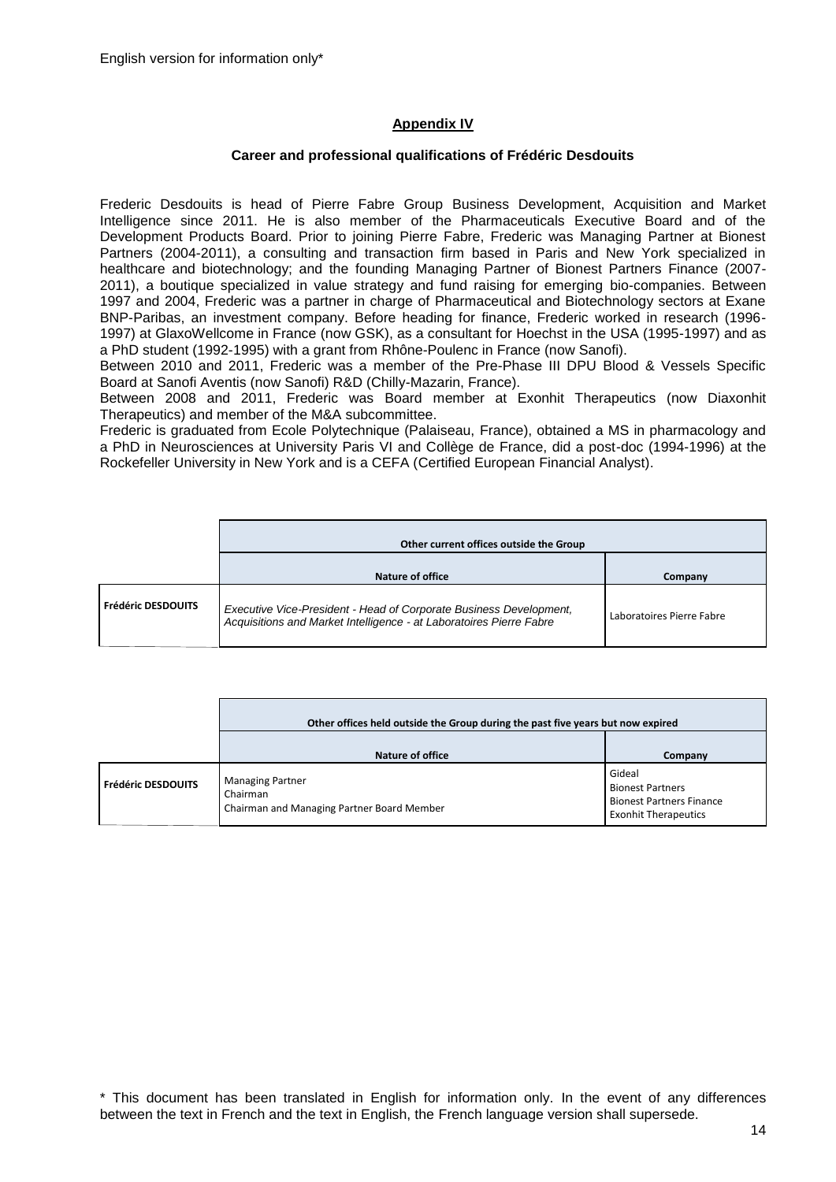English version for information only*

## Appendix IV

### Career and professional qualifications of Frédéric Desdouits

Frederic Desdouits is head of Pierre Fabre Group Business Development, Acquisition and Market Intelligence since 2011. He is also member of the Pharmaceuticals Executive Board and of the Development Products Board. Prior to joining Pierre Fabre, Frederic was Managing Partner at Bionest Partners (2004-2011), a consulting and transaction firm based in Paris and New York specialized in healthcare and biotechnology; and the founding Managing Partner of Bionest Partners Finance (2007-2011), a boutique specialized in value strategy and fund raising for emerging bio-companies. Between 1997 and 2004, Frederic was a partner in charge of Pharmaceutical and Biotechnology sectors at Exane BNP-Paribas, an investment company. Before heading for finance, Frederic worked in research (1996-1997) at GlaxoWellcome in France (now GSK), as a consultant for Hoechst in the USA (1995-1997) and as a PhD student (1992-1995) with a grant from Rhône-Poulenc in France (now Sanofi).

Between 2010 and 2011, Frederic was a member of the Pre-Phase III DPU Blood & Vessels Specific Board at Sanofi Aventis (now Sanofi) R&D (Chilly-Mazarin, France).

Between 2008 and 2011, Frederic was Board member at Exonhit Therapeutics (now Diaxonhit Therapeutics) and member of the M&A subcommittee.

Frederic is graduated from Ecole Polytechnique (Palaiseau, France), obtained a MS in pharmacology and a PhD in Neurosciences at University Paris VI and Collège de France, did a post-doc (1994-1996) at the Rockefeller University in New York and is a CEFA (Certified European Financial Analyst).

| | Other current offices outside the Group | |
|---|---|---|
| | **Nature of office** | **Company** |
| **Frédéric DESDOUITS** | *Executive Vice-President - Head of Corporate Business Development, Acquisitions and Market Intelligence - at Laboratoires Pierre Fabre* | Laboratoires Pierre Fabre |

| | Other offices held outside the Group during the past five years but now expired | |
|---|---|---|
| | **Nature of office** | **Company** |
| **Frédéric DESDOUITS** | Managing Partner<br>Chairman<br>Chairman and Managing Partner Board Member | Gideal<br>Bionest Partners<br>Bionest Partners Finance<br>Exonhit Therapeutics |

\* This document has been translated in English for information only. In the event of any differences between the text in French and the text in English, the French language version shall supersede.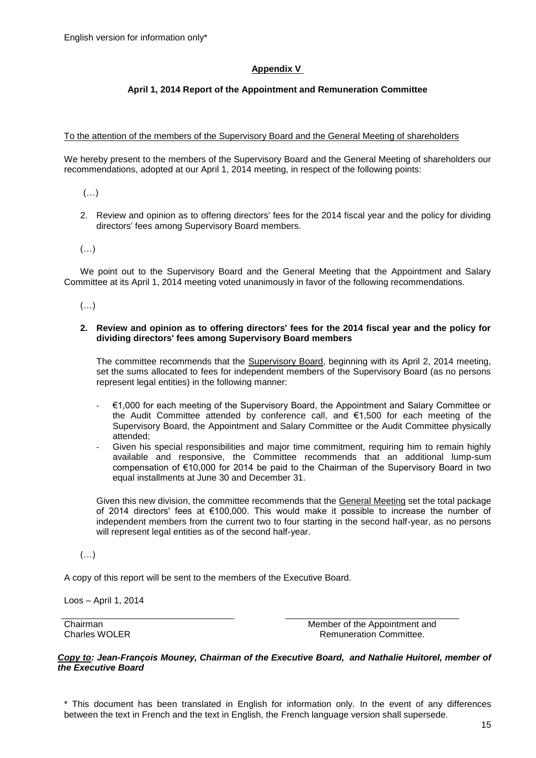English version for information only*

## Appendix V

### April 1, 2014 Report of the Appointment and Remuneration Committee

To the attention of the members of the Supervisory Board and the General Meeting of shareholders

We hereby present to the members of the Supervisory Board and the General Meeting of shareholders our recommendations, adopted at our April 1, 2014 meeting, in respect of the following points:

(…)

2. Review and opinion as to offering directors' fees for the 2014 fiscal year and the policy for dividing directors' fees among Supervisory Board members.

(…)

We point out to the Supervisory Board and the General Meeting that the Appointment and Salary Committee at its April 1, 2014 meeting voted unanimously in favor of the following recommendations.

(…)

**2. Review and opinion as to offering directors' fees for the 2014 fiscal year and the policy for dividing directors' fees among Supervisory Board members**

The committee recommends that the Supervisory Board, beginning with its April 2, 2014 meeting, set the sums allocated to fees for independent members of the Supervisory Board (as no persons represent legal entities) in the following manner:

- €1,000 for each meeting of the Supervisory Board, the Appointment and Salary Committee or the Audit Committee attended by conference call, and €1,500 for each meeting of the Supervisory Board, the Appointment and Salary Committee or the Audit Committee physically attended;
- Given his special responsibilities and major time commitment, requiring him to remain highly available and responsive, the Committee recommends that an additional lump-sum compensation of €10,000 for 2014 be paid to the Chairman of the Supervisory Board in two equal installments at June 30 and December 31.

Given this new division, the committee recommends that the General Meeting set the total package of 2014 directors' fees at €100,000. This would make it possible to increase the number of independent members from the current two to four starting in the second half-year, as no persons will represent legal entities as of the second half-year.

(…)

A copy of this report will be sent to the members of the Executive Board.

Loos – April 1, 2014

Chairman
Charles WOLER

Member of the Appointment and Remuneration Committee.

***Copy to: Jean-François Mouney, Chairman of the Executive Board, and Nathalie Huitorel, member of the Executive Board***

\* This document has been translated in English for information only. In the event of any differences between the text in French and the text in English, the French language version shall supersede.